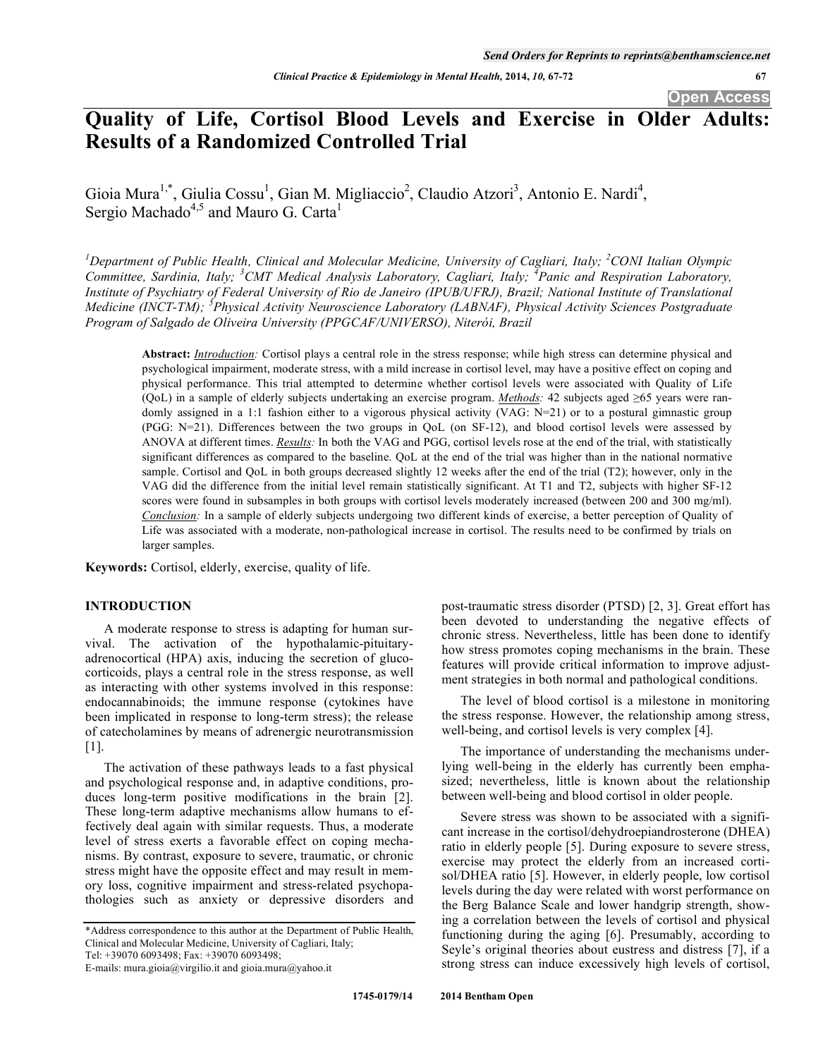Open Access

# Quality of Life, Cortisol Blood Levels and Exercise in Older Adults: Results of a Randomized Controlled Trial

Gioia Mura[1,*], Giulia Cossu[1], Gian M. Migliaccio[2], Claudio Atzori[3], Antonio E. Nardi[4], Sergio Machado[4,5] and Mauro G. Carta[1]

[1]Department of Public Health, Clinical and Molecular Medicine, University of Cagliari, Italy; [2]CONI Italian Olympic Committee, Sardinia, Italy; [3]CMT Medical Analysis Laboratory, Cagliari, Italy; [4]Panic and Respiration Laboratory, Institute of Psychiatry of Federal University of Rio de Janeiro (IPUB/UFRJ), Brazil; National Institute of Translational Medicine (INCT-TM); [5]Physical Activity Neuroscience Laboratory (LABNAF), Physical Activity Sciences Postgraduate Program of Salgado de Oliveira University (PPGCAF/UNIVERSO), Niterói, Brazil

**Abstract:** *Introduction:* Cortisol plays a central role in the stress response; while high stress can determine physical and psychological impairment, moderate stress, with a mild increase in cortisol level, may have a positive effect on coping and physical performance. This trial attempted to determine whether cortisol levels were associated with Quality of Life (QoL) in a sample of elderly subjects undertaking an exercise program. *Methods:* 42 subjects aged ≥65 years were randomly assigned in a 1:1 fashion either to a vigorous physical activity (VAG: N=21) or to a postural gymnastic group (PGG: N=21). Differences between the two groups in QoL (on SF-12), and blood cortisol levels were assessed by ANOVA at different times. *Results:* In both the VAG and PGG, cortisol levels rose at the end of the trial, with statistically significant differences as compared to the baseline. QoL at the end of the trial was higher than in the national normative sample. Cortisol and QoL in both groups decreased slightly 12 weeks after the end of the trial (T2); however, only in the VAG did the difference from the initial level remain statistically significant. At T1 and T2, subjects with higher SF-12 scores were found in subsamples in both groups with cortisol levels moderately increased (between 200 and 300 mg/ml). *Conclusion:* In a sample of elderly subjects undergoing two different kinds of exercise, a better perception of Quality of Life was associated with a moderate, non-pathological increase in cortisol. The results need to be confirmed by trials on larger samples.

**Keywords:** Cortisol, elderly, exercise, quality of life.

## INTRODUCTION

A moderate response to stress is adapting for human survival. The activation of the hypothalamic-pituitary-adrenocortical (HPA) axis, inducing the secretion of glucocorticoids, plays a central role in the stress response, as well as interacting with other systems involved in this response: endocannabinoids; the immune response (cytokines have been implicated in response to long-term stress); the release of catecholamines by means of adrenergic neurotransmission [1].

The activation of these pathways leads to a fast physical and psychological response and, in adaptive conditions, produces long-term positive modifications in the brain [2]. These long-term adaptive mechanisms allow humans to effectively deal again with similar requests. Thus, a moderate level of stress exerts a favorable effect on coping mechanisms. By contrast, exposure to severe, traumatic, or chronic stress might have the opposite effect and may result in memory loss, cognitive impairment and stress-related psychopathologies such as anxiety or depressive disorders and post-traumatic stress disorder (PTSD) [2, 3]. Great effort has been devoted to understanding the negative effects of chronic stress. Nevertheless, little has been done to identify how stress promotes coping mechanisms in the brain. These features will provide critical information to improve adjustment strategies in both normal and pathological conditions.

The level of blood cortisol is a milestone in monitoring the stress response. However, the relationship among stress, well-being, and cortisol levels is very complex [4].

The importance of understanding the mechanisms underlying well-being in the elderly has currently been emphasized; nevertheless, little is known about the relationship between well-being and blood cortisol in older people.

Severe stress was shown to be associated with a significant increase in the cortisol/dehydroepiandrosterone (DHEA) ratio in elderly people [5]. During exposure to severe stress, exercise may protect the elderly from an increased cortisol/DHEA ratio [5]. However, in elderly people, low cortisol levels during the day were related with worst performance on the Berg Balance Scale and lower handgrip strength, showing a correlation between the levels of cortisol and physical functioning during the aging [6]. Presumably, according to Seyle's original theories about eustress and distress [7], if a strong stress can induce excessively high levels of cortisol,

*Address correspondence to this author at the Department of Public Health, Clinical and Molecular Medicine, University of Cagliari, Italy; Tel: +39070 6093498; Fax: +39070 6093498; E-mails: mura.gioia@virgilio.it and gioia.mura@yahoo.it

1745-0179/14 2014 Bentham Open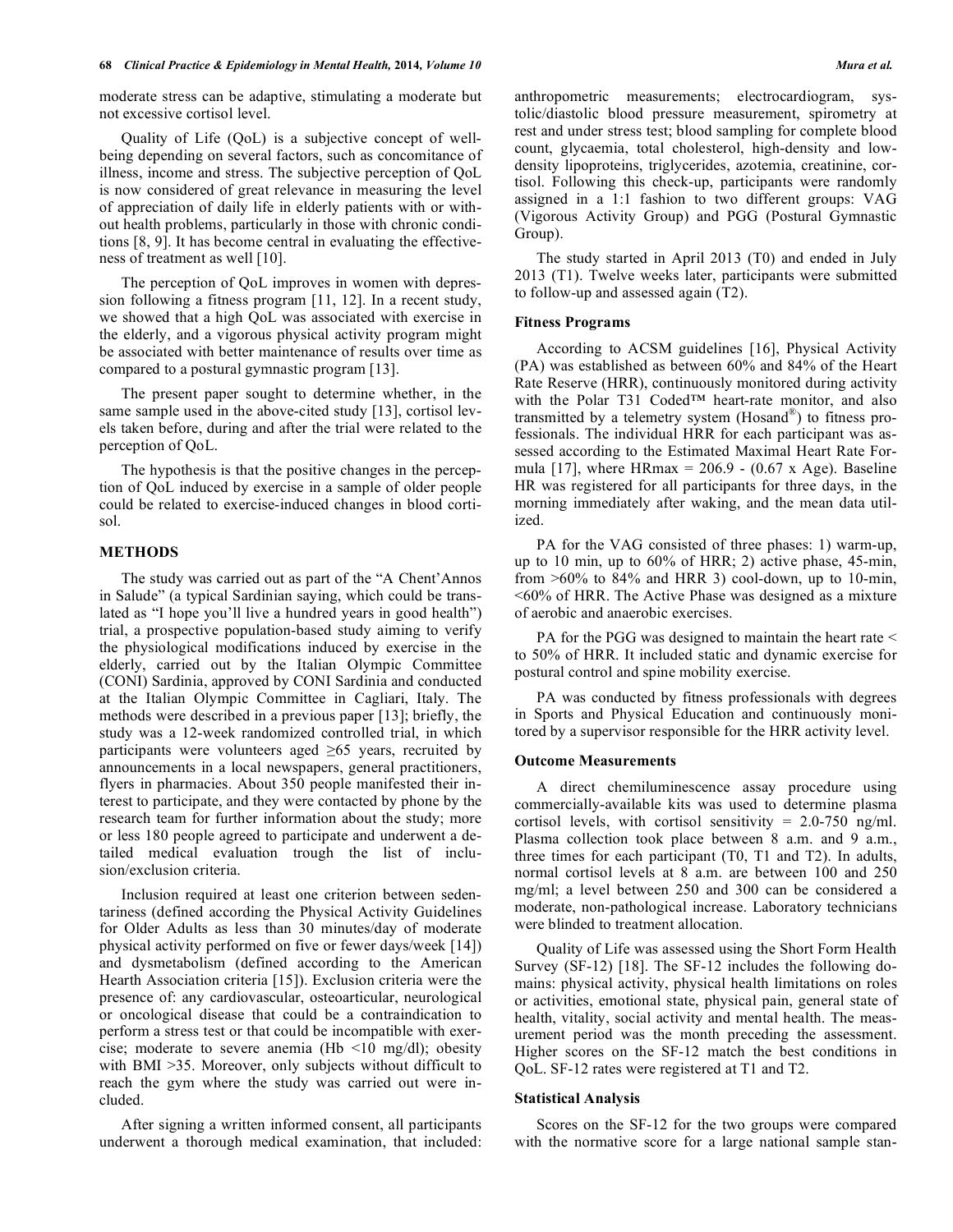moderate stress can be adaptive, stimulating a moderate but not excessive cortisol level.

Quality of Life (QoL) is a subjective concept of well-being depending on several factors, such as concomitance of illness, income and stress. The subjective perception of QoL is now considered of great relevance in measuring the level of appreciation of daily life in elderly patients with or without health problems, particularly in those with chronic conditions [8, 9]. It has become central in evaluating the effectiveness of treatment as well [10].

The perception of QoL improves in women with depression following a fitness program [11, 12]. In a recent study, we showed that a high QoL was associated with exercise in the elderly, and a vigorous physical activity program might be associated with better maintenance of results over time as compared to a postural gymnastic program [13].

The present paper sought to determine whether, in the same sample used in the above-cited study [13], cortisol levels taken before, during and after the trial were related to the perception of QoL.

The hypothesis is that the positive changes in the perception of QoL induced by exercise in a sample of older people could be related to exercise-induced changes in blood cortisol.

## METHODS

The study was carried out as part of the "A Chent'Annos in Salude" (a typical Sardinian saying, which could be translated as "I hope you'll live a hundred years in good health") trial, a prospective population-based study aiming to verify the physiological modifications induced by exercise in the elderly, carried out by the Italian Olympic Committee (CONI) Sardinia, approved by CONI Sardinia and conducted at the Italian Olympic Committee in Cagliari, Italy. The methods were described in a previous paper [13]; briefly, the study was a 12-week randomized controlled trial, in which participants were volunteers aged ≥65 years, recruited by announcements in a local newspapers, general practitioners, flyers in pharmacies. About 350 people manifested their interest to participate, and they were contacted by phone by the research team for further information about the study; more or less 180 people agreed to participate and underwent a detailed medical evaluation trough the list of inclusion/exclusion criteria.

Inclusion required at least one criterion between sedentariness (defined according the Physical Activity Guidelines for Older Adults as less than 30 minutes/day of moderate physical activity performed on five or fewer days/week [14]) and dysmetabolism (defined according to the American Hearth Association criteria [15]). Exclusion criteria were the presence of: any cardiovascular, osteoarticular, neurological or oncological disease that could be a contraindication to perform a stress test or that could be incompatible with exercise; moderate to severe anemia (Hb <10 mg/dl); obesity with BMI >35. Moreover, only subjects without difficult to reach the gym where the study was carried out were included.

After signing a written informed consent, all participants underwent a thorough medical examination, that included: anthropometric measurements; electrocardiogram, systolic/diastolic blood pressure measurement, spirometry at rest and under stress test; blood sampling for complete blood count, glycaemia, total cholesterol, high-density and low-density lipoproteins, triglycerides, azotemia, creatinine, cortisol. Following this check-up, participants were randomly assigned in a 1:1 fashion to two different groups: VAG (Vigorous Activity Group) and PGG (Postural Gymnastic Group).

The study started in April 2013 (T0) and ended in July 2013 (T1). Twelve weeks later, participants were submitted to follow-up and assessed again (T2).

### Fitness Programs

According to ACSM guidelines [16], Physical Activity (PA) was established as between 60% and 84% of the Heart Rate Reserve (HRR), continuously monitored during activity with the Polar T31 Coded™ heart-rate monitor, and also transmitted by a telemetry system (Hosand®) to fitness professionals. The individual HRR for each participant was assessed according to the Estimated Maximal Heart Rate Formula [17], where HRmax = 206.9 - (0.67 x Age). Baseline HR was registered for all participants for three days, in the morning immediately after waking, and the mean data utilized.

PA for the VAG consisted of three phases: 1) warm-up, up to 10 min, up to 60% of HRR; 2) active phase, 45-min, from >60% to 84% and HRR 3) cool-down, up to 10-min, <60% of HRR. The Active Phase was designed as a mixture of aerobic and anaerobic exercises.

PA for the PGG was designed to maintain the heart rate < to 50% of HRR. It included static and dynamic exercise for postural control and spine mobility exercise.

PA was conducted by fitness professionals with degrees in Sports and Physical Education and continuously monitored by a supervisor responsible for the HRR activity level.

### Outcome Measurements

A direct chemiluminescence assay procedure using commercially-available kits was used to determine plasma cortisol levels, with cortisol sensitivity = 2.0-750 ng/ml. Plasma collection took place between 8 a.m. and 9 a.m., three times for each participant (T0, T1 and T2). In adults, normal cortisol levels at 8 a.m. are between 100 and 250 mg/ml; a level between 250 and 300 can be considered a moderate, non-pathological increase. Laboratory technicians were blinded to treatment allocation.

Quality of Life was assessed using the Short Form Health Survey (SF-12) [18]. The SF-12 includes the following domains: physical activity, physical health limitations on roles or activities, emotional state, physical pain, general state of health, vitality, social activity and mental health. The measurement period was the month preceding the assessment. Higher scores on the SF-12 match the best conditions in QoL. SF-12 rates were registered at T1 and T2.

### Statistical Analysis

Scores on the SF-12 for the two groups were compared with the normative score for a large national sample stan-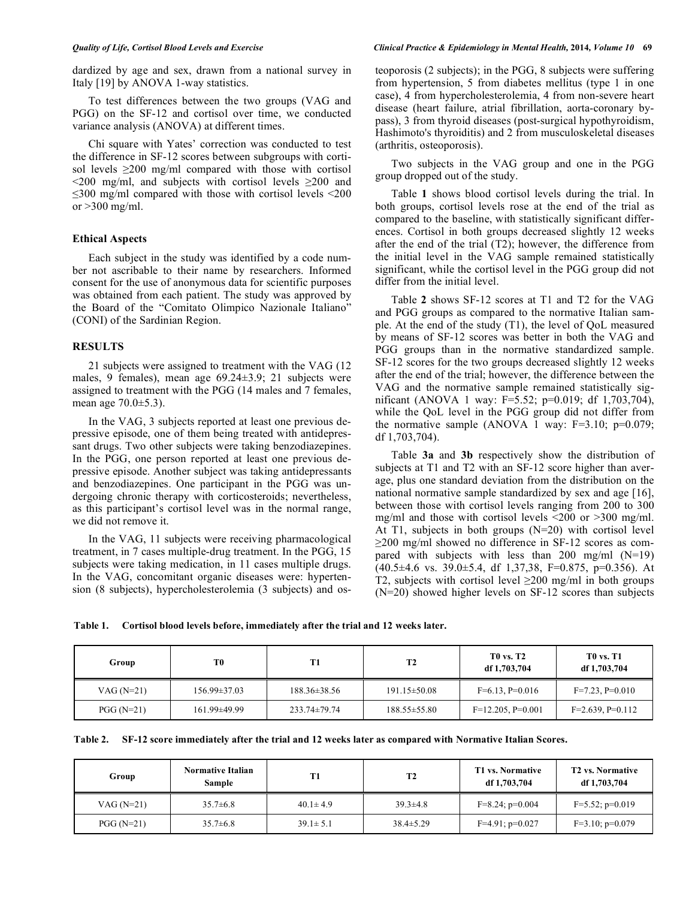dardized by age and sex, drawn from a national survey in Italy [19] by ANOVA 1-way statistics.

To test differences between the two groups (VAG and PGG) on the SF-12 and cortisol over time, we conducted variance analysis (ANOVA) at different times.

Chi square with Yates' correction was conducted to test the difference in SF-12 scores between subgroups with cortisol levels ≥200 mg/ml compared with those with cortisol <200 mg/ml, and subjects with cortisol levels ≥200 and ≤300 mg/ml compared with those with cortisol levels <200 or >300 mg/ml.

### Ethical Aspects

Each subject in the study was identified by a code number not ascribable to their name by researchers. Informed consent for the use of anonymous data for scientific purposes was obtained from each patient. The study was approved by the Board of the "Comitato Olimpico Nazionale Italiano" (CONI) of the Sardinian Region.

## RESULTS

21 subjects were assigned to treatment with the VAG (12 males, 9 females), mean age 69.24±3.9; 21 subjects were assigned to treatment with the PGG (14 males and 7 females, mean age 70.0±5.3).

In the VAG, 3 subjects reported at least one previous depressive episode, one of them being treated with antidepressant drugs. Two other subjects were taking benzodiazepines. In the PGG, one person reported at least one previous depressive episode. Another subject was taking antidepressants and benzodiazepines. One participant in the PGG was undergoing chronic therapy with corticosteroids; nevertheless, as this participant's cortisol level was in the normal range, we did not remove it.

In the VAG, 11 subjects were receiving pharmacological treatment, in 7 cases multiple-drug treatment. In the PGG, 15 subjects were taking medication, in 11 cases multiple drugs. In the VAG, concomitant organic diseases were: hypertension (8 subjects), hypercholesterolemia (3 subjects) and osteoporosis (2 subjects); in the PGG, 8 subjects were suffering from hypertension, 5 from diabetes mellitus (type 1 in one case), 4 from hypercholesterolemia, 4 from non-severe heart disease (heart failure, atrial fibrillation, aorta-coronary bypass), 3 from thyroid diseases (post-surgical hypothyroidism, Hashimoto's thyroiditis) and 2 from musculoskeletal diseases (arthritis, osteoporosis).

Two subjects in the VAG group and one in the PGG group dropped out of the study.

Table **1** shows blood cortisol levels during the trial. In both groups, cortisol levels rose at the end of the trial as compared to the baseline, with statistically significant differences. Cortisol in both groups decreased slightly 12 weeks after the end of the trial (T2); however, the difference from the initial level in the VAG sample remained statistically significant, while the cortisol level in the PGG group did not differ from the initial level.

Table **2** shows SF-12 scores at T1 and T2 for the VAG and PGG groups as compared to the normative Italian sample. At the end of the study (T1), the level of QoL measured by means of SF-12 scores was better in both the VAG and PGG groups than in the normative standardized sample. SF-12 scores for the two groups decreased slightly 12 weeks after the end of the trial; however, the difference between the VAG and the normative sample remained statistically significant (ANOVA 1 way: F=5.52; p=0.019; df 1,703,704), while the QoL level in the PGG group did not differ from the normative sample (ANOVA 1 way: F=3.10; p=0.079; df 1,703,704).

Table **3a** and **3b** respectively show the distribution of subjects at T1 and T2 with an SF-12 score higher than average, plus one standard deviation from the distribution on the national normative sample standardized by sex and age [16], between those with cortisol levels ranging from 200 to 300 mg/ml and those with cortisol levels <200 or >300 mg/ml. At T1, subjects in both groups (N=20) with cortisol level ≥200 mg/ml showed no difference in SF-12 scores as compared with subjects with less than 200 mg/ml (N=19) (40.5±4.6 vs. 39.0±5.4, df 1,37,38, F=0.875, p=0.356). At T2, subjects with cortisol level ≥200 mg/ml in both groups (N=20) showed higher levels on SF-12 scores than subjects

**Table 1. Cortisol blood levels before, immediately after the trial and 12 weeks later.**

| Group | T0 | T1 | T2 | T0 vs. T2 df 1,703,704 | T0 vs. T1 df 1,703,704 |
|---|---|---|---|---|---|
| VAG (N=21) | 156.99±37.03 | 188.36±38.56 | 191.15±50.08 | F=6.13, P=0.016 | F=7.23, P=0.010 |
| PGG (N=21) | 161.99±49.99 | 233.74±79.74 | 188.55±55.80 | F=12.205, P=0.001 | F=2.639, P=0.112 |

**Table 2. SF-12 score immediately after the trial and 12 weeks later as compared with Normative Italian Scores.**

| Group | Normative Italian Sample | T1 | T2 | T1 vs. Normative df 1,703,704 | T2 vs. Normative df 1,703,704 |
|---|---|---|---|---|---|
| VAG (N=21) | 35.7±6.8 | 40.1± 4.9 | 39.3±4.8 | F=8.24; p=0.004 | F=5.52; p=0.019 |
| PGG (N=21) | 35.7±6.8 | 39.1± 5.1 | 38.4±5.29 | F=4.91; p=0.027 | F=3.10; p=0.079 |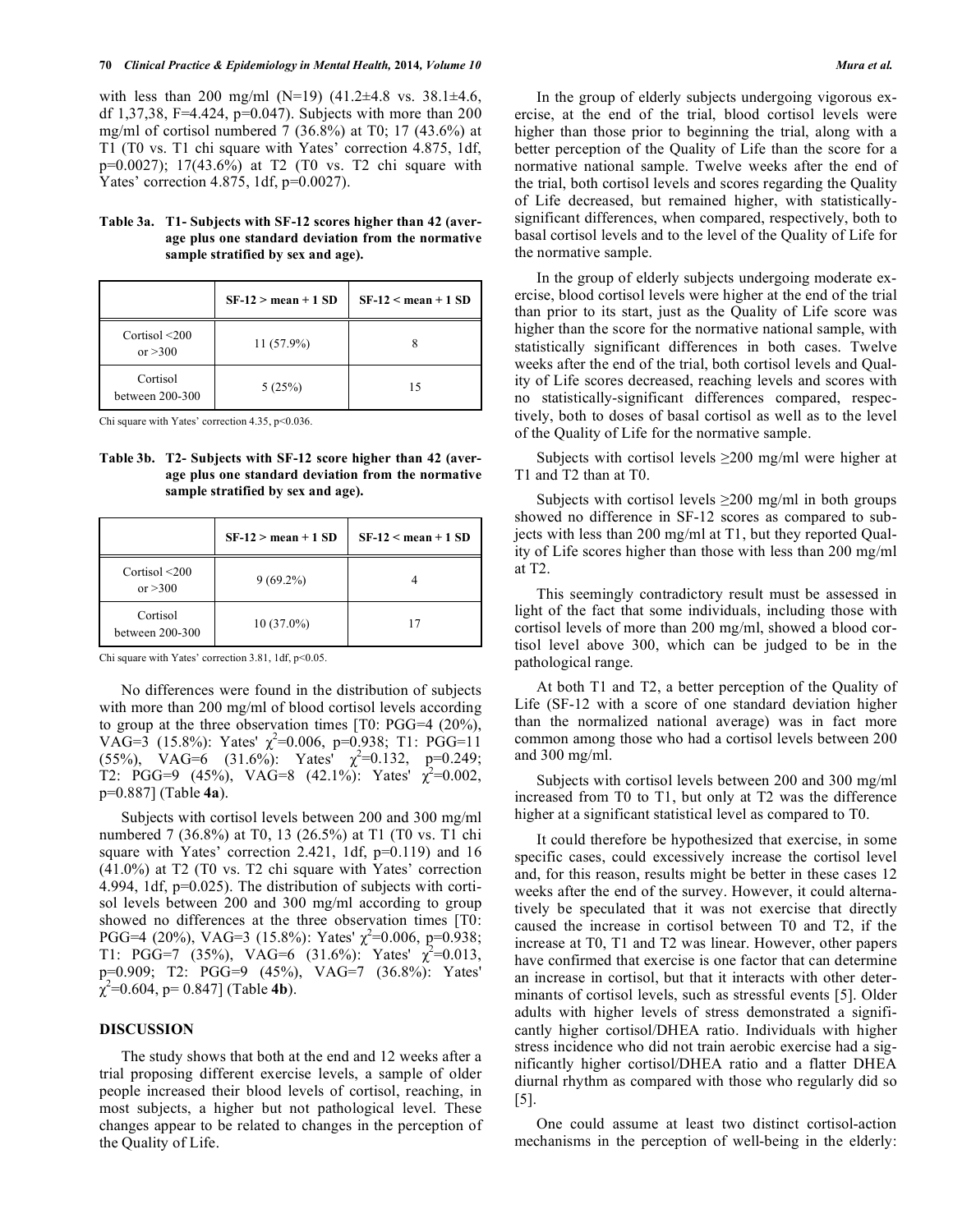with less than 200 mg/ml (N=19) (41.2±4.8 vs. 38.1±4.6, df 1,37,38, F=4.424, p=0.047). Subjects with more than 200 mg/ml of cortisol numbered 7 (36.8%) at T0; 17 (43.6%) at T1 (T0 vs. T1 chi square with Yates' correction 4.875, 1df, p=0.0027); 17(43.6%) at T2 (T0 vs. T2 chi square with Yates' correction 4.875, 1df, p=0.0027).

**Table 3a. T1- Subjects with SF-12 scores higher than 42 (average plus one standard deviation from the normative sample stratified by sex and age).**

| | SF-12 > mean + 1 SD | SF-12 < mean + 1 SD |
|---|---|---|
| Cortisol <200 or >300 | 11 (57.9%) | 8 |
| Cortisol between 200-300 | 5 (25%) | 15 |

Chi square with Yates' correction 4.35, p<0.036.

**Table 3b. T2- Subjects with SF-12 score higher than 42 (average plus one standard deviation from the normative sample stratified by sex and age).**

| | SF-12 > mean + 1 SD | SF-12 < mean + 1 SD |
|---|---|---|
| Cortisol <200 or >300 | 9 (69.2%) | 4 |
| Cortisol between 200-300 | 10 (37.0%) | 17 |

Chi square with Yates' correction 3.81, 1df, p<0.05.

No differences were found in the distribution of subjects with more than 200 mg/ml of blood cortisol levels according to group at the three observation times [T0: PGG=4 (20%), VAG=3 (15.8%): Yates' $\chi^2$=0.006, p=0.938; T1: PGG=11 (55%), VAG=6 (31.6%): Yates' $\chi^2$=0.132, p=0.249; T2: PGG=9 (45%), VAG=8 (42.1%): Yates' $\chi^2$=0.002, p=0.887] (Table **4a**).

Subjects with cortisol levels between 200 and 300 mg/ml numbered 7 (36.8%) at T0, 13 (26.5%) at T1 (T0 vs. T1 chi square with Yates' correction 2.421, 1df, p=0.119) and 16 (41.0%) at T2 (T0 vs. T2 chi square with Yates' correction 4.994, 1df, p=0.025). The distribution of subjects with cortisol levels between 200 and 300 mg/ml according to group showed no differences at the three observation times [T0: PGG=4 (20%), VAG=3 (15.8%): Yates' $\chi^2$=0.006, p=0.938; T1: PGG=7 (35%), VAG=6 (31.6%): Yates' $\chi^2$=0.013, p=0.909; T2: PGG=9 (45%), VAG=7 (36.8%): Yates' $\chi^2$=0.604, p= 0.847] (Table **4b**).

## DISCUSSION

The study shows that both at the end and 12 weeks after a trial proposing different exercise levels, a sample of older people increased their blood levels of cortisol, reaching, in most subjects, a higher but not pathological level. These changes appear to be related to changes in the perception of the Quality of Life.

In the group of elderly subjects undergoing vigorous exercise, at the end of the trial, blood cortisol levels were higher than those prior to beginning the trial, along with a better perception of the Quality of Life than the score for a normative national sample. Twelve weeks after the end of the trial, both cortisol levels and scores regarding the Quality of Life decreased, but remained higher, with statistically-significant differences, when compared, respectively, both to basal cortisol levels and to the level of the Quality of Life for the normative sample.

In the group of elderly subjects undergoing moderate exercise, blood cortisol levels were higher at the end of the trial than prior to its start, just as the Quality of Life score was higher than the score for the normative national sample, with statistically significant differences in both cases. Twelve weeks after the end of the trial, both cortisol levels and Quality of Life scores decreased, reaching levels and scores with no statistically-significant differences compared, respectively, both to doses of basal cortisol as well as to the level of the Quality of Life for the normative sample.

Subjects with cortisol levels ≥200 mg/ml were higher at T1 and T2 than at T0.

Subjects with cortisol levels ≥200 mg/ml in both groups showed no difference in SF-12 scores as compared to subjects with less than 200 mg/ml at T1, but they reported Quality of Life scores higher than those with less than 200 mg/ml at T2.

This seemingly contradictory result must be assessed in light of the fact that some individuals, including those with cortisol levels of more than 200 mg/ml, showed a blood cortisol level above 300, which can be judged to be in the pathological range.

At both T1 and T2, a better perception of the Quality of Life (SF-12 with a score of one standard deviation higher than the normalized national average) was in fact more common among those who had a cortisol levels between 200 and 300 mg/ml.

Subjects with cortisol levels between 200 and 300 mg/ml increased from T0 to T1, but only at T2 was the difference higher at a significant statistical level as compared to T0.

It could therefore be hypothesized that exercise, in some specific cases, could excessively increase the cortisol level and, for this reason, results might be better in these cases 12 weeks after the end of the survey. However, it could alternatively be speculated that it was not exercise that directly caused the increase in cortisol between T0 and T2, if the increase at T0, T1 and T2 was linear. However, other papers have confirmed that exercise is one factor that can determine an increase in cortisol, but that it interacts with other determinants of cortisol levels, such as stressful events [5]. Older adults with higher levels of stress demonstrated a significantly higher cortisol/DHEA ratio. Individuals with higher stress incidence who did not train aerobic exercise had a significantly higher cortisol/DHEA ratio and a flatter DHEA diurnal rhythm as compared with those who regularly did so [5].

One could assume at least two distinct cortisol-action mechanisms in the perception of well-being in the elderly: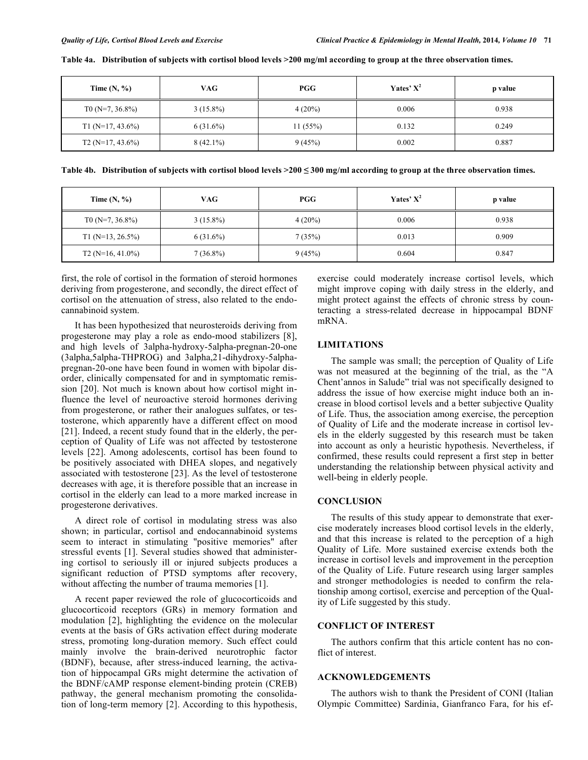**Table 4a. Distribution of subjects with cortisol blood levels >200 mg/ml according to group at the three observation times.**

| Time (N, %) | VAG | PGG | Yates' $X^2$ | p value |
|---|---|---|---|---|
| T0 (N=7, 36.8%) | 3 (15.8%) | 4 (20%) | 0.006 | 0.938 |
| T1 (N=17, 43.6%) | 6 (31.6%) | 11 (55%) | 0.132 | 0.249 |
| T2 (N=17, 43.6%) | 8 (42.1%) | 9 (45%) | 0.002 | 0.887 |

**Table 4b. Distribution of subjects with cortisol blood levels >200 ≤ 300 mg/ml according to group at the three observation times.**

| Time (N, %) | VAG | PGG | Yates' $X^2$ | p value |
|---|---|---|---|---|
| T0 (N=7, 36.8%) | 3 (15.8%) | 4 (20%) | 0.006 | 0.938 |
| T1 (N=13, 26.5%) | 6 (31.6%) | 7 (35%) | 0.013 | 0.909 |
| T2 (N=16, 41.0%) | 7 (36.8%) | 9 (45%) | 0.604 | 0.847 |

first, the role of cortisol in the formation of steroid hormones deriving from progesterone, and secondly, the direct effect of cortisol on the attenuation of stress, also related to the endocannabinoid system.

It has been hypothesized that neurosteroids deriving from progesterone may play a role as endo-mood stabilizers [8], and high levels of 3alpha-hydroxy-5alpha-pregnan-20-one (3alpha,5alpha-THPROG) and 3alpha,21-dihydroxy-5alpha-pregnan-20-one have been found in women with bipolar disorder, clinically compensated for and in symptomatic remission [20]. Not much is known about how cortisol might influence the level of neuroactive steroid hormones deriving from progesterone, or rather their analogues sulfates, or testosterone, which apparently have a different effect on mood [21]. Indeed, a recent study found that in the elderly, the perception of Quality of Life was not affected by testosterone levels [22]. Among adolescents, cortisol has been found to be positively associated with DHEA slopes, and negatively associated with testosterone [23]. As the level of testosterone decreases with age, it is therefore possible that an increase in cortisol in the elderly can lead to a more marked increase in progesterone derivatives.

A direct role of cortisol in modulating stress was also shown; in particular, cortisol and endocannabinoid systems seem to interact in stimulating "positive memories" after stressful events [1]. Several studies showed that administering cortisol to seriously ill or injured subjects produces a significant reduction of PTSD symptoms after recovery, without affecting the number of trauma memories [1].

A recent paper reviewed the role of glucocorticoids and glucocorticoid receptors (GRs) in memory formation and modulation [2], highlighting the evidence on the molecular events at the basis of GRs activation effect during moderate stress, promoting long-duration memory. Such effect could mainly involve the brain-derived neurotrophic factor (BDNF), because, after stress-induced learning, the activation of hippocampal GRs might determine the activation of the BDNF/cAMP response element-binding protein (CREB) pathway, the general mechanism promoting the consolidation of long-term memory [2]. According to this hypothesis, exercise could moderately increase cortisol levels, which might improve coping with daily stress in the elderly, and might protect against the effects of chronic stress by counteracting a stress-related decrease in hippocampal BDNF mRNA.

## LIMITATIONS

The sample was small; the perception of Quality of Life was not measured at the beginning of the trial, as the "A Chent'annos in Salude" trial was not specifically designed to address the issue of how exercise might induce both an increase in blood cortisol levels and a better subjective Quality of Life. Thus, the association among exercise, the perception of Quality of Life and the moderate increase in cortisol levels in the elderly suggested by this research must be taken into account as only a heuristic hypothesis. Nevertheless, if confirmed, these results could represent a first step in better understanding the relationship between physical activity and well-being in elderly people.

## CONCLUSION

The results of this study appear to demonstrate that exercise moderately increases blood cortisol levels in the elderly, and that this increase is related to the perception of a high Quality of Life. More sustained exercise extends both the increase in cortisol levels and improvement in the perception of the Quality of Life. Future research using larger samples and stronger methodologies is needed to confirm the relationship among cortisol, exercise and perception of the Quality of Life suggested by this study.

## CONFLICT OF INTEREST

The authors confirm that this article content has no conflict of interest.

## ACKNOWLEDGEMENTS

The authors wish to thank the President of CONI (Italian Olympic Committee) Sardinia, Gianfranco Fara, for his ef-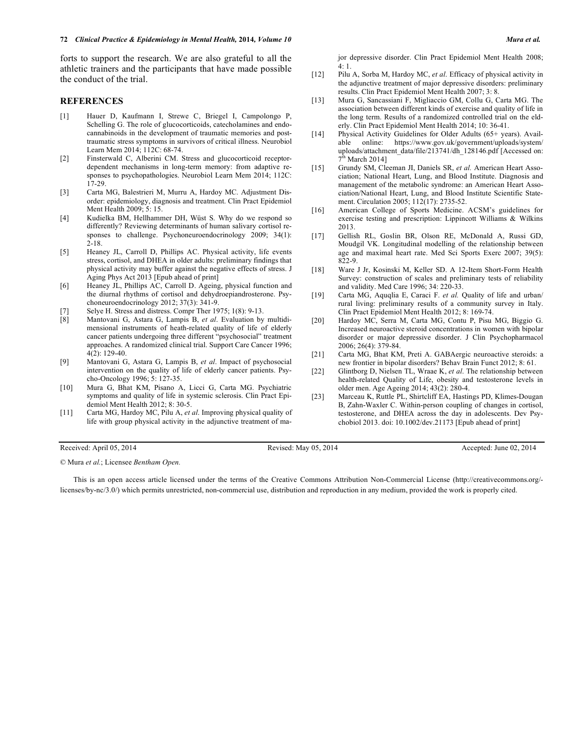forts to support the research. We are also grateful to all the athletic trainers and the participants that have made possible the conduct of the trial.

## REFERENCES

[1] Hauer D, Kaufmann I, Strewe C, Briegel I, Campolongo P, Schelling G. The role of glucocorticoids, catecholamines and endocannabinoids in the development of traumatic memories and post-traumatic stress symptoms in survivors of critical illness. Neurobiol Learn Mem 2014; 112C: 68-74.

[2] Finsterwald C, Alberini CM. Stress and glucocorticoid receptor-dependent mechanisms in long-term memory: from adaptive responses to psychopathologies. Neurobiol Learn Mem 2014; 112C: 17-29.

[3] Carta MG, Balestrieri M, Murru A, Hardoy MC. Adjustment Disorder: epidemiology, diagnosis and treatment. Clin Pract Epidemiol Ment Health 2009; 5: 15.

[4] Kudielka BM, Hellhammer DH, Wüst S. Why do we respond so differently? Reviewing determinants of human salivary cortisol responses to challenge. Psychoneuroendocrinology 2009; 34(1): 2-18.

[5] Heaney JL, Carroll D, Phillips AC. Physical activity, life events stress, cortisol, and DHEA in older adults: preliminary findings that physical activity may buffer against the negative effects of stress. J Aging Phys Act 2013 [Epub ahead of print]

[6] Heaney JL, Phillips AC, Carroll D. Ageing, physical function and the diurnal rhythms of cortisol and dehydroepiandrosterone. Psychoneuroendocrinology 2012; 37(3): 341-9.

[7] Selye H. Stress and distress. Compr Ther 1975; 1(8): 9-13.

[8] Mantovani G, Astara G, Lampis B, *et al*. Evaluation by multidimensional instruments of heath-related quality of life of elderly cancer patients undergoing three different "psychosocial" treatment approaches. A randomized clinical trial. Support Care Cancer 1996; 4(2): 129-40.

[9] Mantovani G, Astara G, Lampis B, *et al*. Impact of psychosocial intervention on the quality of life of elderly cancer patients. Psycho-Oncology 1996; 5: 127-35.

[10] Mura G, Bhat KM, Pisano A, Licci G, Carta MG. Psychiatric symptoms and quality of life in systemic sclerosis. Clin Pract Epidemiol Ment Health 2012; 8: 30-5.

[11] Carta MG, Hardoy MC, Pilu A, *et al*. Improving physical quality of life with group physical activity in the adjunctive treatment of major depressive disorder. Clin Pract Epidemiol Ment Health 2008; 4: 1.

[12] Pilu A, Sorba M, Hardoy MC, *et al*. Efficacy of physical activity in the adjunctive treatment of major depressive disorders: preliminary results. Clin Pract Epidemiol Ment Health 2007; 3: 8.

[13] Mura G, Sancassiani F, Migliaccio GM, Collu G, Carta MG. The association between different kinds of exercise and quality of life in the long term. Results of a randomized controlled trial on the elderly. Clin Pract Epidemiol Ment Health 2014; 10: 36-41.

[14] Physical Activity Guidelines for Older Adults (65+ years). Available online: https://www.gov.uk/government/uploads/system/uploads/attachment_data/file/213741/dh_128146.pdf [Accessed on: 7th March 2014]

[15] Grundy SM, Cleeman JI, Daniels SR, *et al.* American Heart Association; National Heart, Lung, and Blood Institute. Diagnosis and management of the metabolic syndrome: an American Heart Association/National Heart, Lung, and Blood Institute Scientific Statement. Circulation 2005; 112(17): 2735-52.

[16] American College of Sports Medicine. ACSM's guidelines for exercise testing and prescription: Lippincott Williams & Wilkins 2013.

[17] Gellish RL, Goslin BR, Olson RE, McDonald A, Russi GD, Moudgil VK. Longitudinal modelling of the relationship between age and maximal heart rate. Med Sci Sports Exerc 2007; 39(5): 822-9.

[18] Ware J Jr, Kosinski M, Keller SD. A 12-Item Short-Form Health Survey: construction of scales and preliminary tests of reliability and validity. Med Care 1996; 34: 220-33.

[19] Carta MG, Auqlia E, Caraci F. *et al.* Quality of life and urban/rural living: preliminary results of a community survey in Italy. Clin Pract Epidemiol Ment Health 2012; 8: 169-74.

[20] Hardoy MC, Serra M, Carta MG, Contu P, Pisu MG, Biggio G. Increased neuroactive steroid concentrations in women with bipolar disorder or major depressive disorder. J Clin Psychopharmacol 2006; 26(4): 379-84.

[21] Carta MG, Bhat KM, Preti A. GABAergic neuroactive steroids: a new frontier in bipolar disorders? Behav Brain Funct 2012; 8: 61.

[22] Glintborg D, Nielsen TL, Wraae K, *et al*. The relationship between health-related Quality of Life, obesity and testosterone levels in older men. Age Ageing 2014; 43(2): 280-4.

[23] Marceau K, Ruttle PL, Shirtcliff EA, Hastings PD, Klimes-Dougan B, Zahn-Waxler C. Within-person coupling of changes in cortisol, testosterone, and DHEA across the day in adolescents. Dev Psychobiol 2013. doi: 10.1002/dev.21173 [Epub ahead of print]

Received: April 05, 2014 Revised: May 05, 2014 Accepted: June 02, 2014

© Mura *et al.*; Licensee *Bentham Open.*

This is an open access article licensed under the terms of the Creative Commons Attribution Non-Commercial License (http://creativecommons.org/-licenses/by-nc/3.0/) which permits unrestricted, non-commercial use, distribution and reproduction in any medium, provided the work is properly cited.